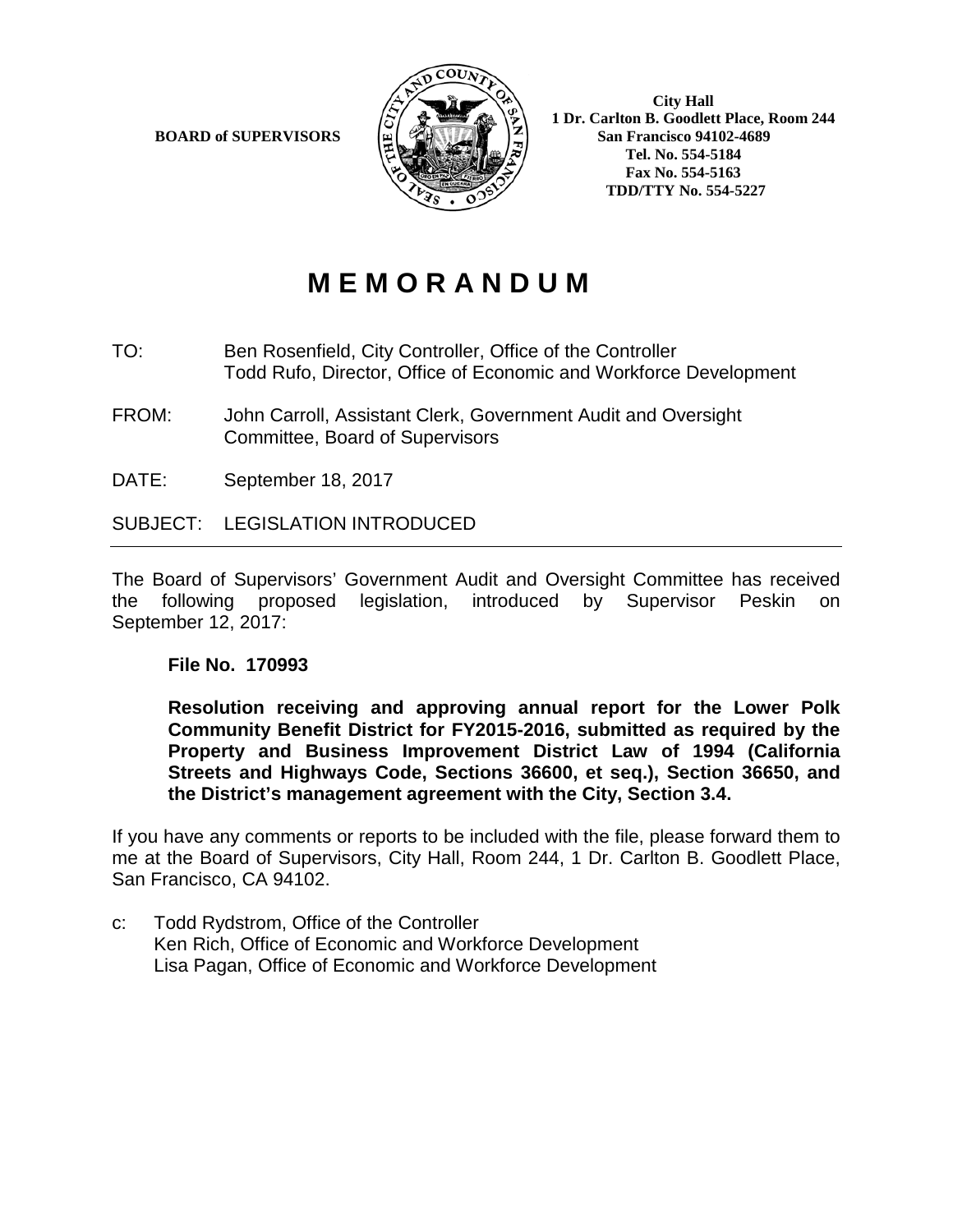**BOARD of SUPERVISORS**

**City Hall**
**1 Dr. Carlton B. Goodlett Place, Room 244**
**San Francisco 94102-4689**
**Tel. No. 554-5184**
**Fax No. 554-5163**
**TDD/TTY No. 554-5227**

# M E M O R A N D U M

TO: Ben Rosenfield, City Controller, Office of the Controller
Todd Rufo, Director, Office of Economic and Workforce Development

FROM: John Carroll, Assistant Clerk, Government Audit and Oversight Committee, Board of Supervisors

DATE: September 18, 2017

SUBJECT: LEGISLATION INTRODUCED

---

The Board of Supervisors' Government Audit and Oversight Committee has received the following proposed legislation, introduced by Supervisor Peskin on September 12, 2017:

**File No. 170993**

**Resolution receiving and approving annual report for the Lower Polk Community Benefit District for FY2015-2016, submitted as required by the Property and Business Improvement District Law of 1994 (California Streets and Highways Code, Sections 36600, et seq.), Section 36650, and the District's management agreement with the City, Section 3.4.**

If you have any comments or reports to be included with the file, please forward them to me at the Board of Supervisors, City Hall, Room 244, 1 Dr. Carlton B. Goodlett Place, San Francisco, CA 94102.

c: Todd Rydstrom, Office of the Controller
Ken Rich, Office of Economic and Workforce Development
Lisa Pagan, Office of Economic and Workforce Development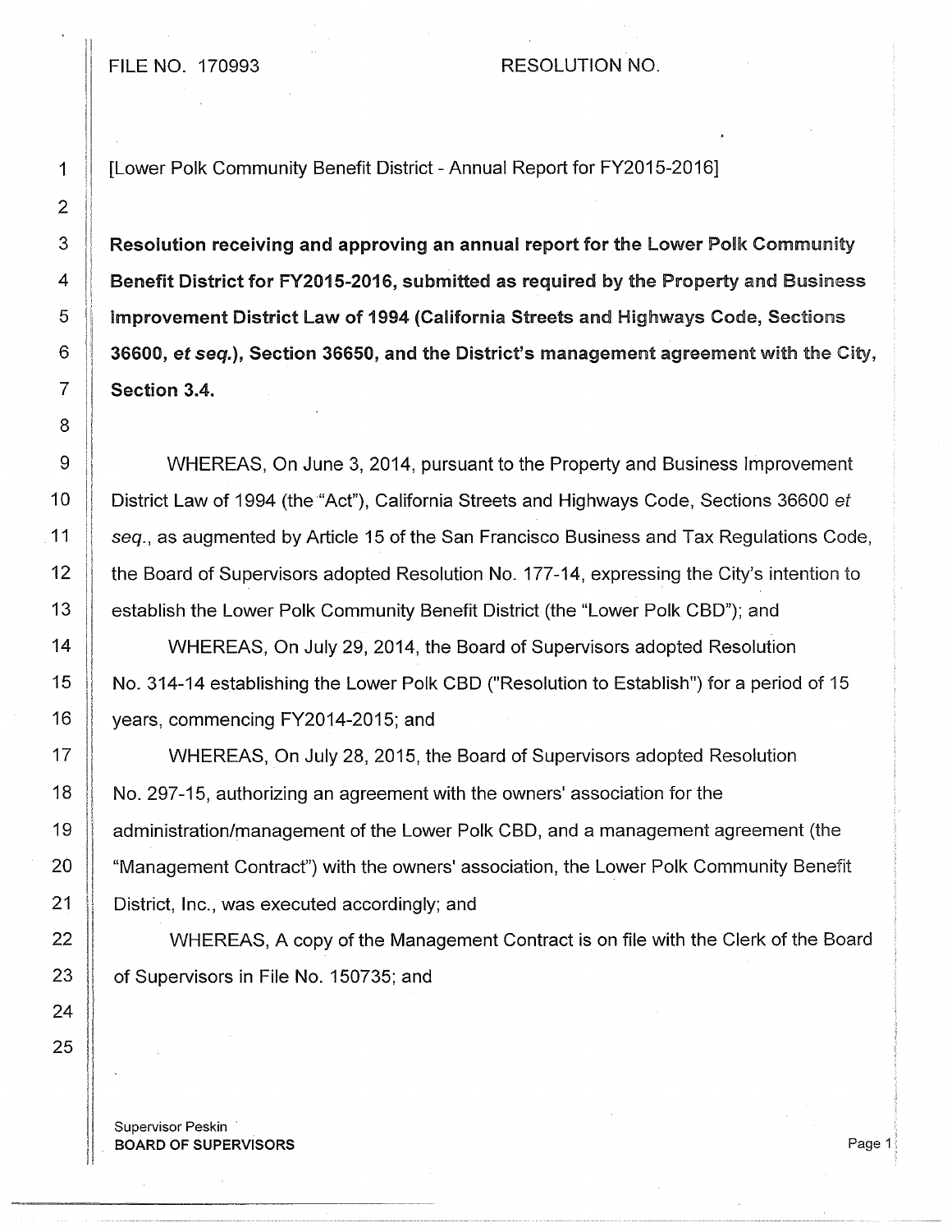FILE NO. 170993 RESOLUTION NO.

[Lower Polk Community Benefit District - Annual Report for FY2015-2016]

**Resolution receiving and approving an annual report for the Lower Polk Community Benefit District for FY2015-2016, submitted as required by the Property and Business Improvement District Law of 1994 (California Streets and Highways Code, Sections 36600, *et seq.*), Section 36650, and the District's management agreement with the City, Section 3.4.**

WHEREAS, On June 3, 2014, pursuant to the Property and Business Improvement District Law of 1994 (the "Act"), California Streets and Highways Code, Sections 36600 *et seq.*, as augmented by Article 15 of the San Francisco Business and Tax Regulations Code, the Board of Supervisors adopted Resolution No. 177-14, expressing the City's intention to establish the Lower Polk Community Benefit District (the "Lower Polk CBD"); and

WHEREAS, On July 29, 2014, the Board of Supervisors adopted Resolution No. 314-14 establishing the Lower Polk CBD ("Resolution to Establish") for a period of 15 years, commencing FY2014-2015; and

WHEREAS, On July 28, 2015, the Board of Supervisors adopted Resolution No. 297-15, authorizing an agreement with the owners' association for the administration/management of the Lower Polk CBD, and a management agreement (the "Management Contract") with the owners' association, the Lower Polk Community Benefit District, Inc., was executed accordingly; and

WHEREAS, A copy of the Management Contract is on file with the Clerk of the Board of Supervisors in File No. 150735; and

Supervisor Peskin
**BOARD OF SUPERVISORS**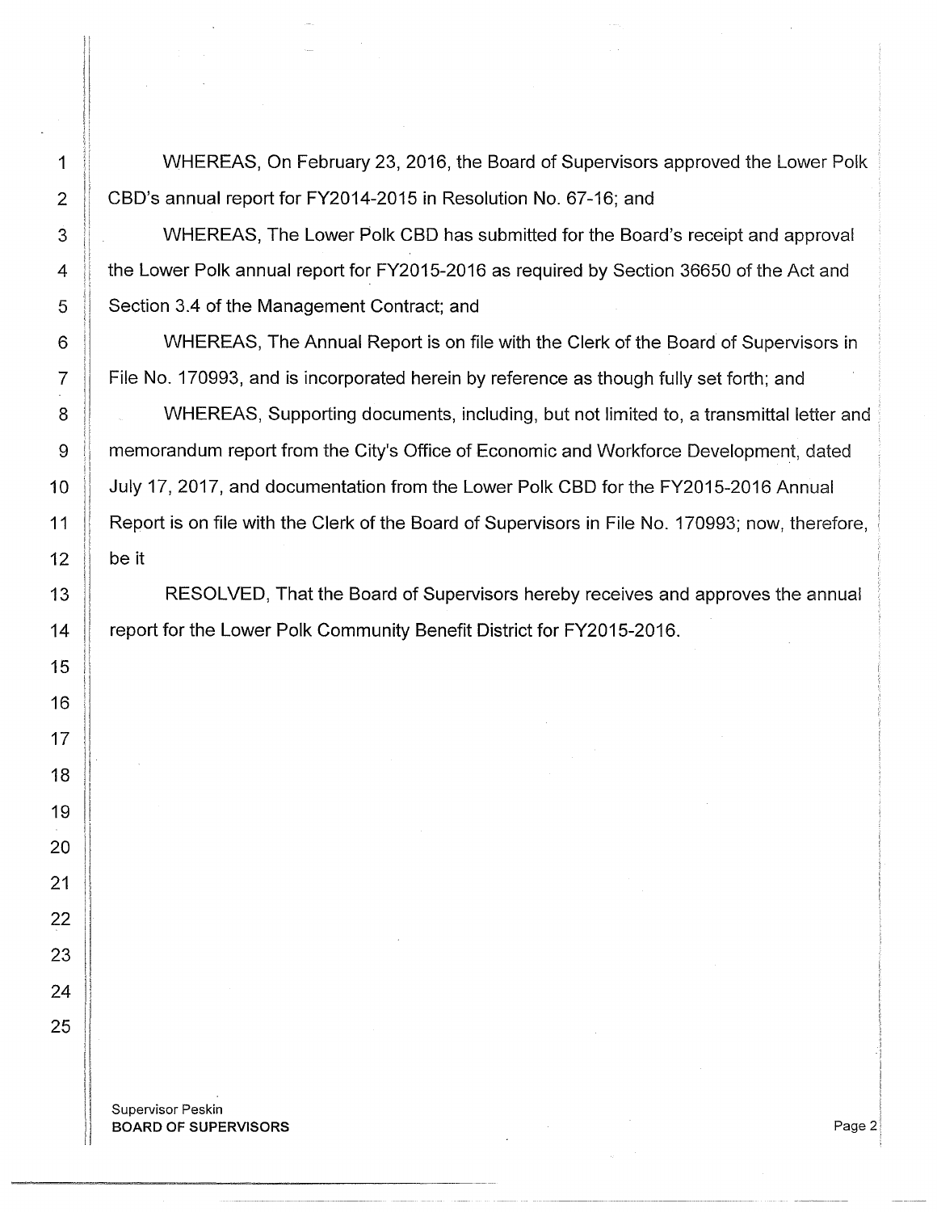WHEREAS, On February 23, 2016, the Board of Supervisors approved the Lower Polk CBD's annual report for FY2014-2015 in Resolution No. 67-16; and

WHEREAS, The Lower Polk CBD has submitted for the Board's receipt and approval the Lower Polk annual report for FY2015-2016 as required by Section 36650 of the Act and Section 3.4 of the Management Contract; and

WHEREAS, The Annual Report is on file with the Clerk of the Board of Supervisors in File No. 170993, and is incorporated herein by reference as though fully set forth; and

WHEREAS, Supporting documents, including, but not limited to, a transmittal letter and memorandum report from the City's Office of Economic and Workforce Development, dated July 17, 2017, and documentation from the Lower Polk CBD for the FY2015-2016 Annual Report is on file with the Clerk of the Board of Supervisors in File No. 170993; now, therefore, be it

RESOLVED, That the Board of Supervisors hereby receives and approves the annual report for the Lower Polk Community Benefit District for FY2015-2016.